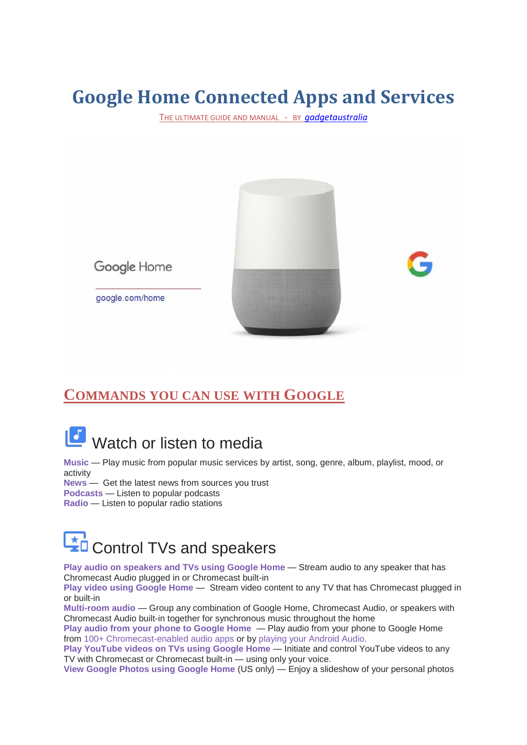# Google Home Connected Apps and Services

THE ULTIMATE GUIDE AND MANUAL - BY *gadgetaustralia*

## COMMANDS YOU CAN USE WITH GOOGLE

### Watch or listen to media

**Music** — Play music from popular music services by artist, song, genre, album, playlist, mood, or activity
**News** — Get the latest news from sources you trust
**Podcasts** — Listen to popular podcasts
**Radio** — Listen to popular radio stations

### Control TVs and speakers

**Play audio on speakers and TVs using Google Home** — Stream audio to any speaker that has Chromecast Audio plugged in or Chromecast built-in
**Play video using Google Home** — Stream video content to any TV that has Chromecast plugged in or built-in
**Multi-room audio** — Group any combination of Google Home, Chromecast Audio, or speakers with Chromecast Audio built-in together for synchronous music throughout the home
**Play audio from your phone to Google Home** — Play audio from your phone to Google Home from 100+ Chromecast-enabled audio apps or by playing your Android Audio.
**Play YouTube videos on TVs using Google Home** — Initiate and control YouTube videos to any TV with Chromecast or Chromecast built-in — using only your voice.
**View Google Photos using Google Home** (US only) — Enjoy a slideshow of your personal photos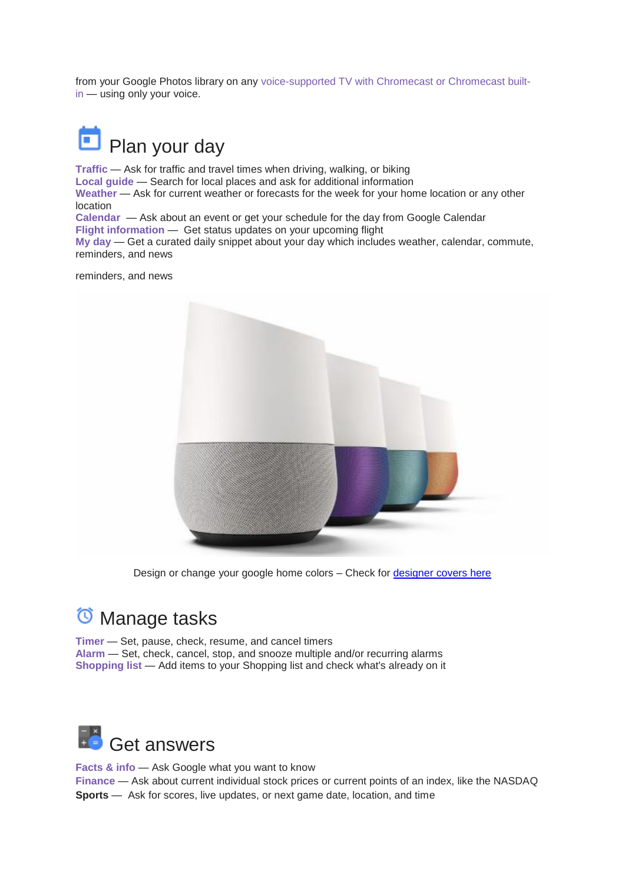from your Google Photos library on any voice-supported TV with Chromecast or Chromecast built-in — using only your voice.

## Plan your day

**Traffic** — Ask for traffic and travel times when driving, walking, or biking
**Local guide** — Search for local places and ask for additional information
**Weather** — Ask for current weather or forecasts for the week for your home location or any other location
**Calendar** — Ask about an event or get your schedule for the day from Google Calendar
**Flight information** — Get status updates on your upcoming flight
**My day** — Get a curated daily snippet about your day which includes weather, calendar, commute, reminders, and news

reminders, and news

Design or change your google home colors – Check for designer covers here

## Manage tasks

**Timer** — Set, pause, check, resume, and cancel timers
**Alarm** — Set, check, cancel, stop, and snooze multiple and/or recurring alarms
**Shopping list** — Add items to your Shopping list and check what's already on it

## Get answers

**Facts & info** — Ask Google what you want to know
**Finance** — Ask about current individual stock prices or current points of an index, like the NASDAQ
**Sports** — Ask for scores, live updates, or next game date, location, and time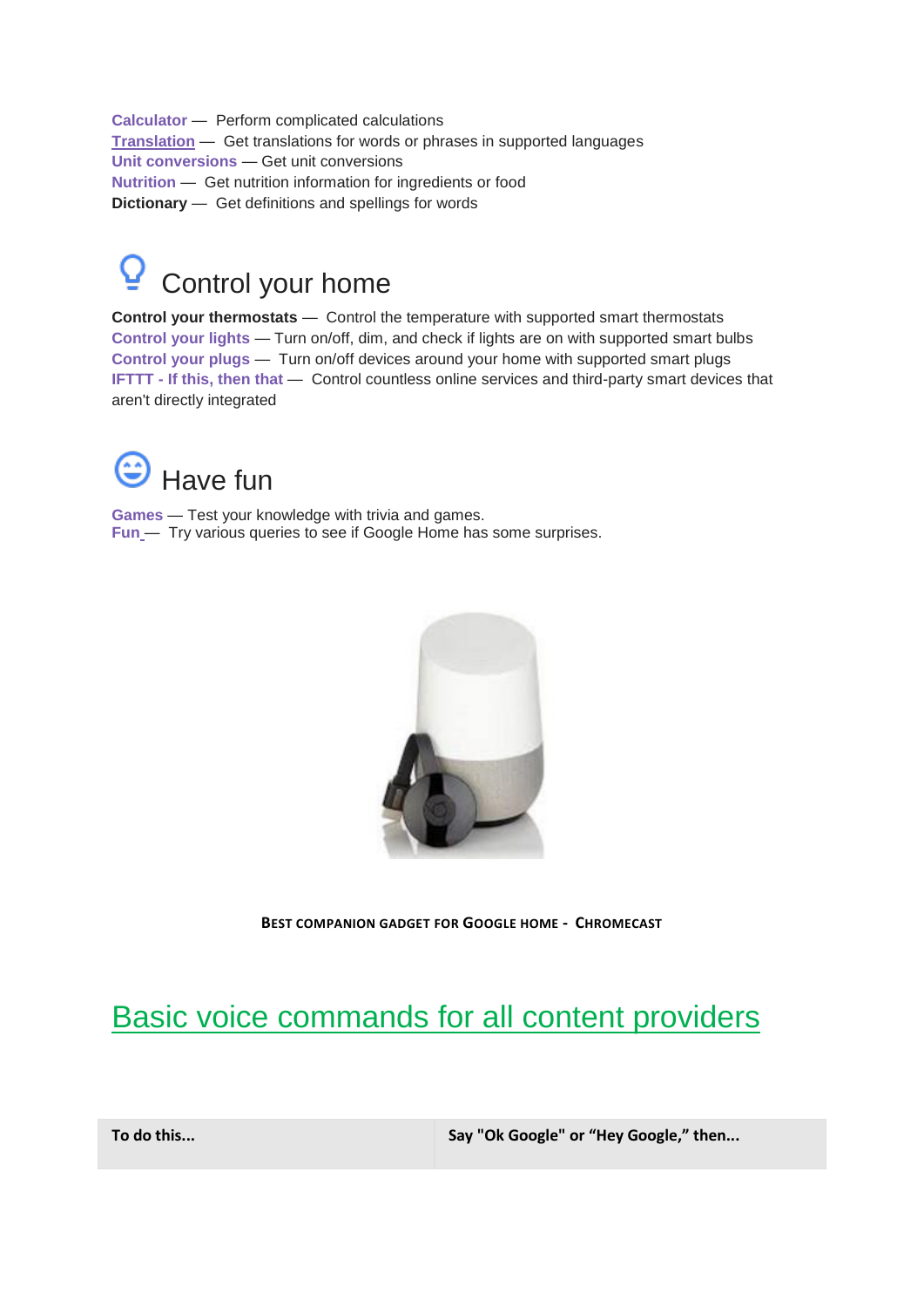**Calculator** — Perform complicated calculations
**Translation** — Get translations for words or phrases in supported languages
**Unit conversions** — Get unit conversions
**Nutrition** — Get nutrition information for ingredients or food
**Dictionary** — Get definitions and spellings for words

## Control your home

**Control your thermostats** — Control the temperature with supported smart thermostats
**Control your lights** — Turn on/off, dim, and check if lights are on with supported smart bulbs
**Control your plugs** — Turn on/off devices around your home with supported smart plugs
**IFTTT - If this, then that** — Control countless online services and third-party smart devices that aren't directly integrated

## Have fun

**Games** — Test your knowledge with trivia and games.
**Fun** — Try various queries to see if Google Home has some surprises.

BEST COMPANION GADGET FOR GOOGLE HOME - CHROMECAST

# Basic voice commands for all content providers

| To do this... | Say "Ok Google" or "Hey Google," then... |
| --- | --- |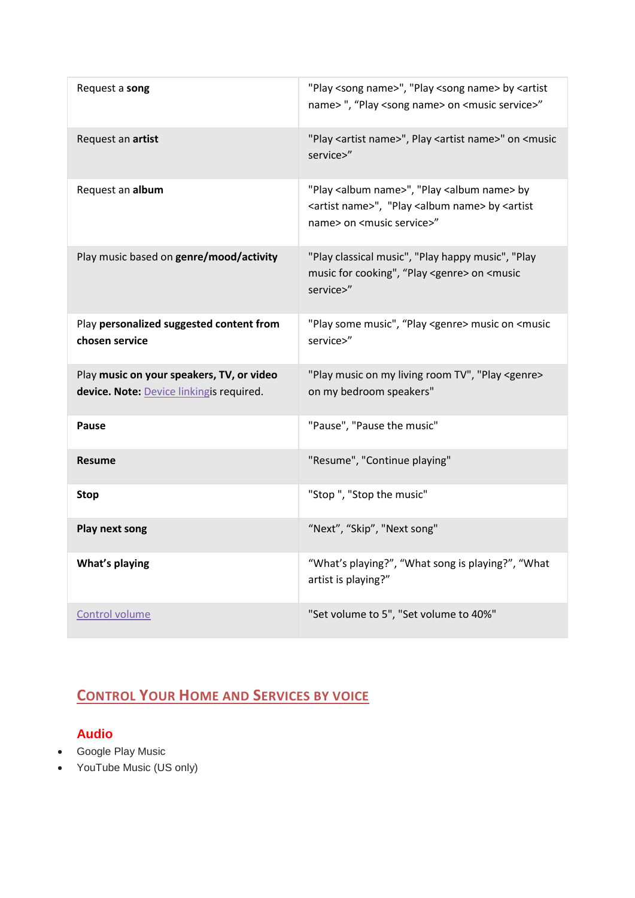| | |
|---|---|
| Request a **song** | "Play <song name>", "Play <song name> by <artist name> ", "Play <song name> on <music service>" |
| Request an **artist** | "Play <artist name>", Play <artist name>" on <music service>" |
| Request an **album** | "Play <album name>", "Play <album name> by <artist name>", "Play <album name> by <artist name> on <music service>" |
| Play music based on **genre/mood/activity** | "Play classical music", "Play happy music", "Play music for cooking", "Play <genre> on <music service>" |
| Play **personalized suggested content from chosen service** | "Play some music", "Play <genre> music on <music service>" |
| Play **music on your speakers, TV, or video device. Note:** Device linkingis required. | "Play music on my living room TV", "Play <genre> on my bedroom speakers" |
| **Pause** | "Pause", "Pause the music" |
| **Resume** | "Resume", "Continue playing" |
| **Stop** | "Stop ", "Stop the music" |
| **Play next song** | "Next", "Skip", "Next song" |
| **What's playing** | "What's playing?", "What song is playing?", "What artist is playing?" |
| Control volume | "Set volume to 5", "Set volume to 40%" |

## Control Your Home and Services by voice

### Audio

- Google Play Music
- YouTube Music (US only)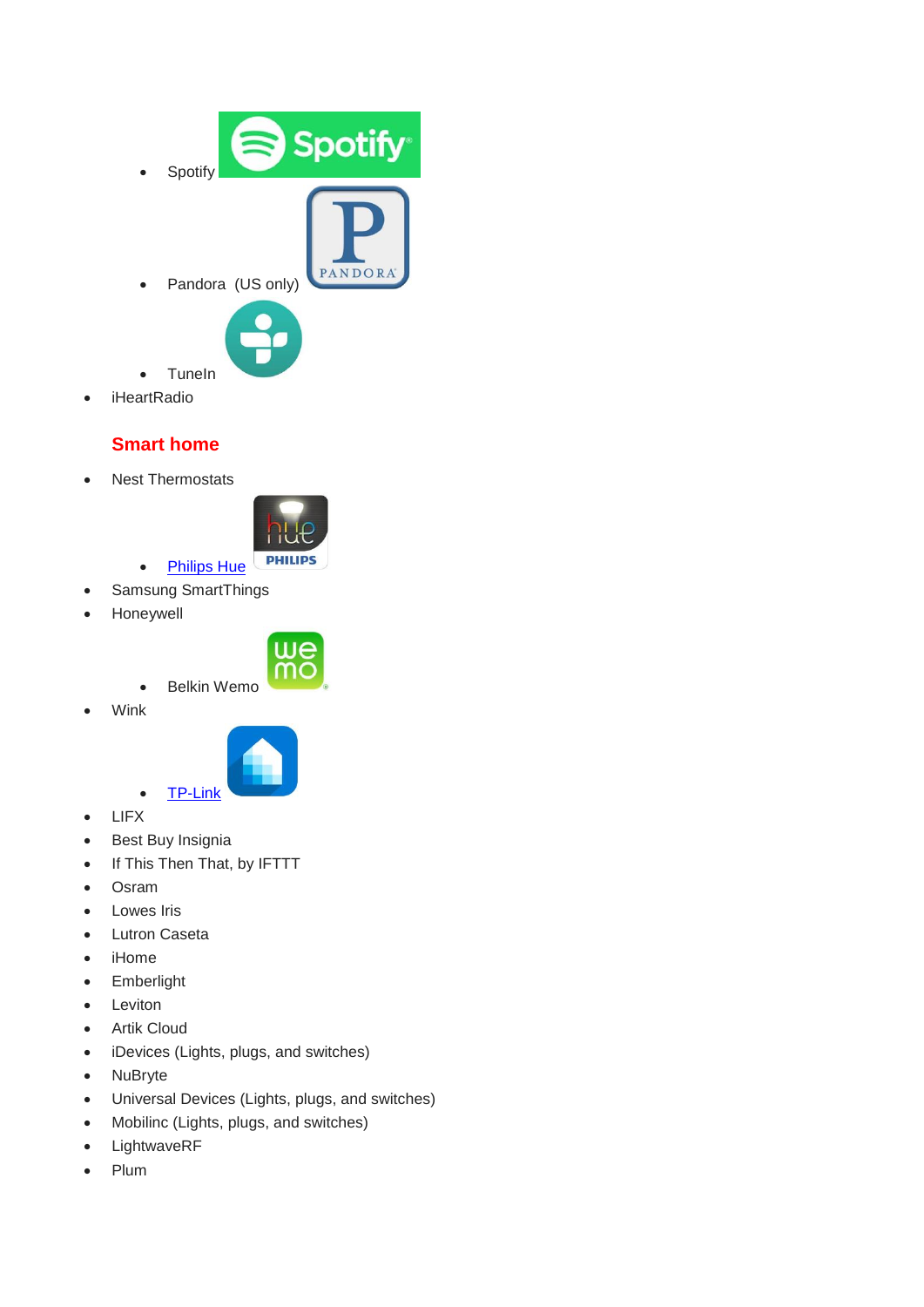- Spotify
- Pandora (US only)
- TuneIn
- iHeartRadio

## Smart home

- Nest Thermostats
- Philips Hue
- Samsung SmartThings
- Honeywell
- Belkin Wemo
- Wink
- TP-Link
- LIFX
- Best Buy Insignia
- If This Then That, by IFTTT
- Osram
- Lowes Iris
- Lutron Caseta
- iHome
- Emberlight
- Leviton
- Artik Cloud
- iDevices (Lights, plugs, and switches)
- NuBryte
- Universal Devices (Lights, plugs, and switches)
- Mobilinc (Lights, plugs, and switches)
- LightwaveRF
- Plum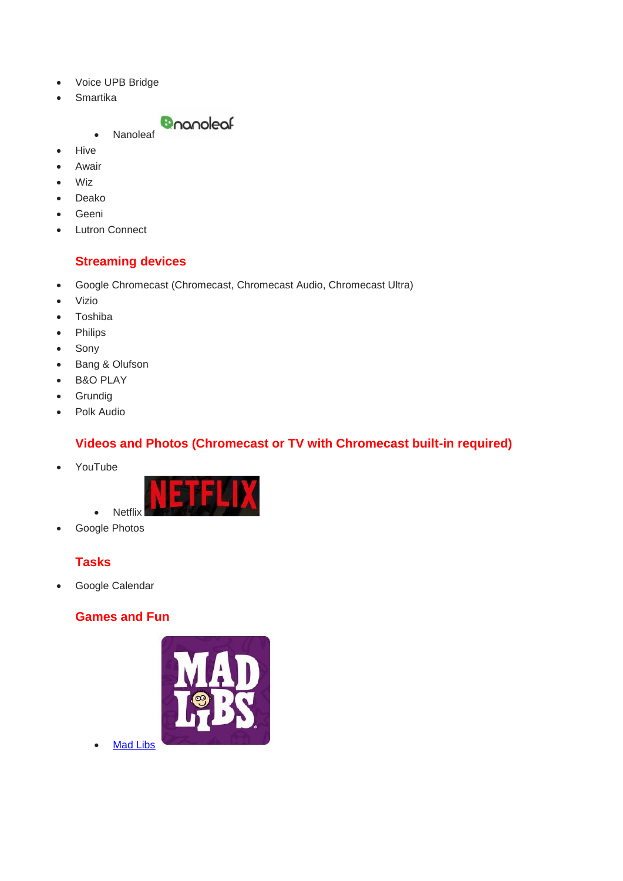- Voice UPB Bridge
- Smartika
    - Nanoleaf
- Hive
- Awair
- Wiz
- Deako
- Geeni
- Lutron Connect

## Streaming devices

- Google Chromecast (Chromecast, Chromecast Audio, Chromecast Ultra)
- Vizio
- Toshiba
- Philips
- Sony
- Bang & Olufson
- B&O PLAY
- Grundig
- Polk Audio

## Videos and Photos (Chromecast or TV with Chromecast built-in required)

- YouTube
    - Netflix
- Google Photos

## Tasks

- Google Calendar

## Games and Fun

- Mad Libs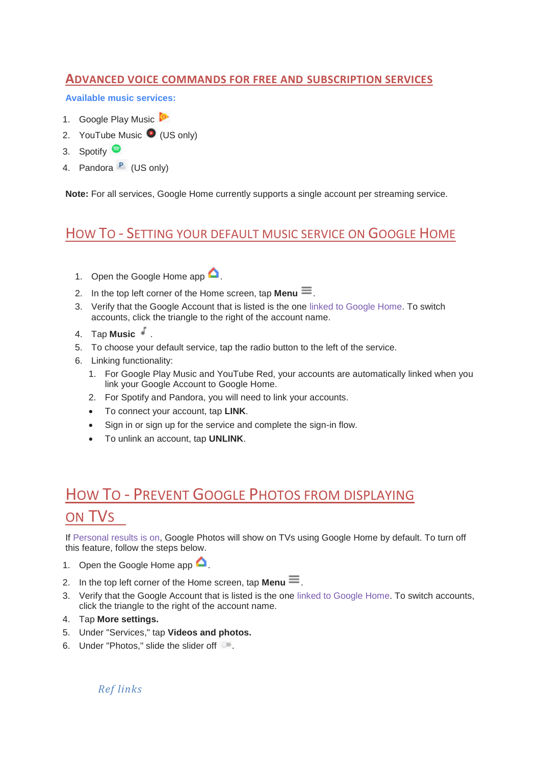## ADVANCED VOICE COMMANDS FOR FREE AND SUBSCRIPTION SERVICES

**Available music services:**

1. Google Play Music
2. YouTube Music (US only)
3. Spotify
4. Pandora (US only)

**Note:** For all services, Google Home currently supports a single account per streaming service.

## HOW TO - SETTING YOUR DEFAULT MUSIC SERVICE ON GOOGLE HOME

1. Open the Google Home app.
2. In the top left corner of the Home screen, tap **Menu**.
3. Verify that the Google Account that is listed is the one linked to Google Home. To switch accounts, click the triangle to the right of the account name.
4. Tap **Music**.
5. To choose your default service, tap the radio button to the left of the service.
6. Linking functionality:
   1. For Google Play Music and YouTube Red, your accounts are automatically linked when you link your Google Account to Google Home.
   2. For Spotify and Pandora, you will need to link your accounts.
   - To connect your account, tap **LINK**.
   - Sign in or sign up for the service and complete the sign-in flow.
   - To unlink an account, tap **UNLINK**.

## HOW TO - PREVENT GOOGLE PHOTOS FROM DISPLAYING ON TVS

If Personal results is on, Google Photos will show on TVs using Google Home by default. To turn off this feature, follow the steps below.

1. Open the Google Home app.
2. In the top left corner of the Home screen, tap **Menu**.
3. Verify that the Google Account that is listed is the one linked to Google Home. To switch accounts, click the triangle to the right of the account name.
4. Tap **More settings.**
5. Under "Services," tap **Videos and photos.**
6. Under "Photos," slide the slider off.

*Ref links*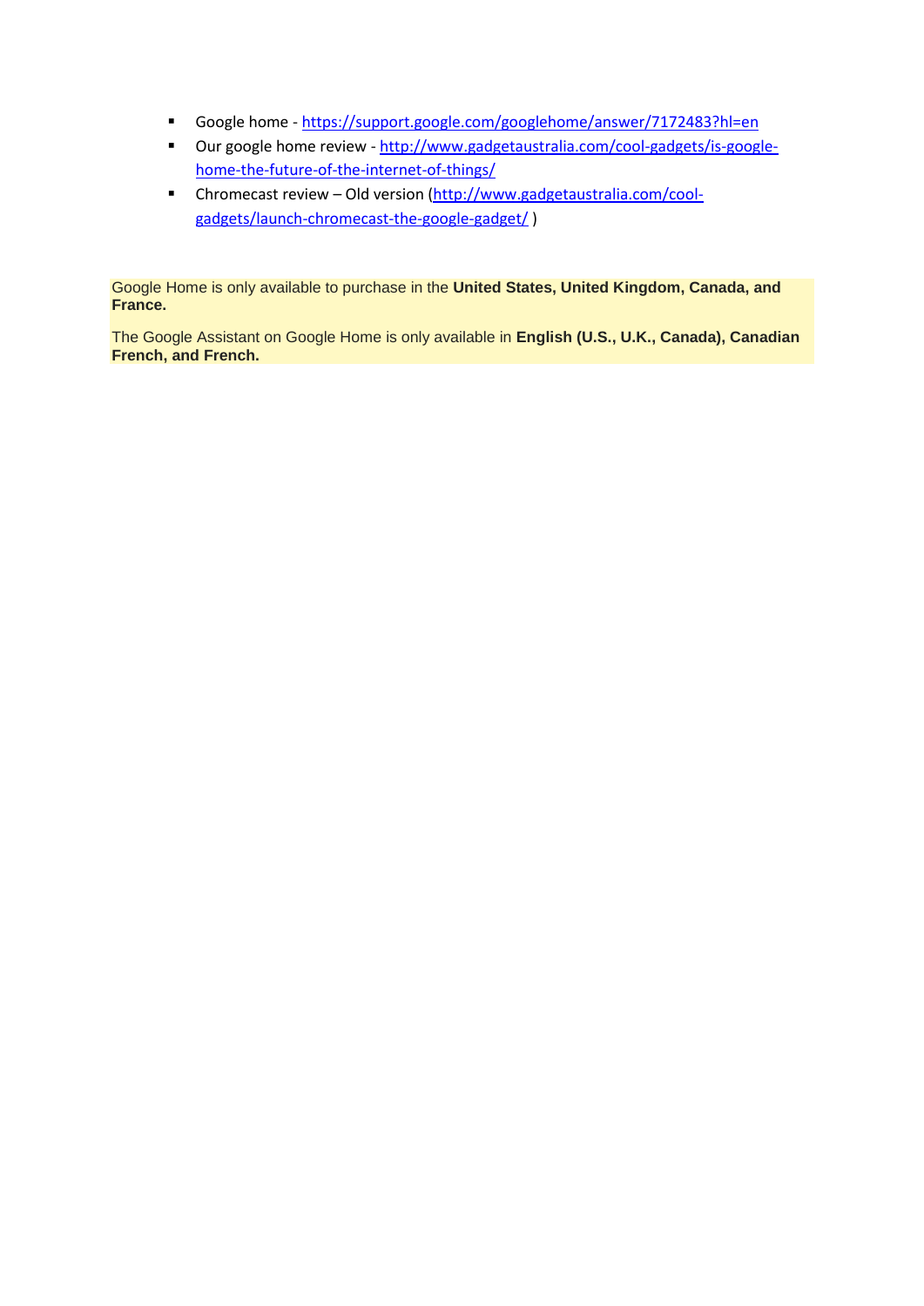- Google home - https://support.google.com/googlehome/answer/7172483?hl=en
- Our google home review - http://www.gadgetaustralia.com/cool-gadgets/is-google-home-the-future-of-the-internet-of-things/
- Chromecast review – Old version (http://www.gadgetaustralia.com/cool-gadgets/launch-chromecast-the-google-gadget/ )

Google Home is only available to purchase in the **United States, United Kingdom, Canada, and France.**

The Google Assistant on Google Home is only available in **English (U.S., U.K., Canada), Canadian French, and French.**